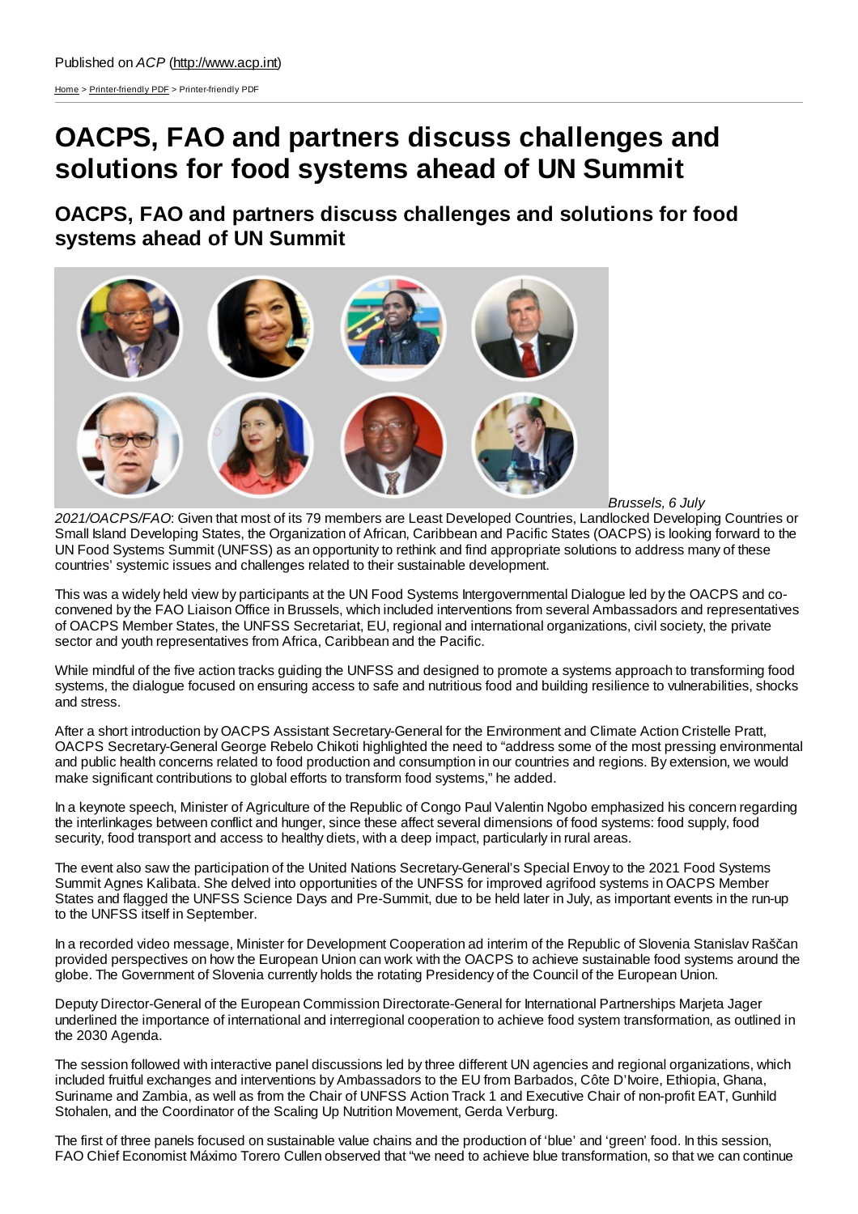Published on *ACP* (http://www.acp.int)

Home > Printer-friendly PDF > Printer-friendly PDF

# OACPS, FAO and partners discuss challenges and solutions for food systems ahead of UN Summit

## OACPS, FAO and partners discuss challenges and solutions for food systems ahead of UN Summit

*Brussels, 6 July 2021/OACPS/FAO*: Given that most of its 79 members are Least Developed Countries, Landlocked Developing Countries or Small Island Developing States, the Organization of African, Caribbean and Pacific States (OACPS) is looking forward to the UN Food Systems Summit (UNFSS) as an opportunity to rethink and find appropriate solutions to address many of these countries' systemic issues and challenges related to their sustainable development.

This was a widely held view by participants at the UN Food Systems Intergovernmental Dialogue led by the OACPS and co-convened by the FAO Liaison Office in Brussels, which included interventions from several Ambassadors and representatives of OACPS Member States, the UNFSS Secretariat, EU, regional and international organizations, civil society, the private sector and youth representatives from Africa, Caribbean and the Pacific.

While mindful of the five action tracks guiding the UNFSS and designed to promote a systems approach to transforming food systems, the dialogue focused on ensuring access to safe and nutritious food and building resilience to vulnerabilities, shocks and stress.

After a short introduction by OACPS Assistant Secretary-General for the Environment and Climate Action Cristelle Pratt, OACPS Secretary-General George Rebelo Chikoti highlighted the need to "address some of the most pressing environmental and public health concerns related to food production and consumption in our countries and regions. By extension, we would make significant contributions to global efforts to transform food systems," he added.

In a keynote speech, Minister of Agriculture of the Republic of Congo Paul Valentin Ngobo emphasized his concern regarding the interlinkages between conflict and hunger, since these affect several dimensions of food systems: food supply, food security, food transport and access to healthy diets, with a deep impact, particularly in rural areas.

The event also saw the participation of the United Nations Secretary-General's Special Envoy to the 2021 Food Systems Summit Agnes Kalibata. She delved into opportunities of the UNFSS for improved agrifood systems in OACPS Member States and flagged the UNFSS Science Days and Pre-Summit, due to be held later in July, as important events in the run-up to the UNFSS itself in September.

In a recorded video message, Minister for Development Cooperation ad interim of the Republic of Slovenia Stanislav Raščan provided perspectives on how the European Union can work with the OACPS to achieve sustainable food systems around the globe. The Government of Slovenia currently holds the rotating Presidency of the Council of the European Union.

Deputy Director-General of the European Commission Directorate-General for International Partnerships Marjeta Jager underlined the importance of international and interregional cooperation to achieve food system transformation, as outlined in the 2030 Agenda.

The session followed with interactive panel discussions led by three different UN agencies and regional organizations, which included fruitful exchanges and interventions by Ambassadors to the EU from Barbados, Côte D'Ivoire, Ethiopia, Ghana, Suriname and Zambia, as well as from the Chair of UNFSS Action Track 1 and Executive Chair of non-profit EAT, Gunhild Stohalen, and the Coordinator of the Scaling Up Nutrition Movement, Gerda Verburg.

The first of three panels focused on sustainable value chains and the production of 'blue' and 'green' food. In this session, FAO Chief Economist Máximo Torero Cullen observed that "we need to achieve blue transformation, so that we can continue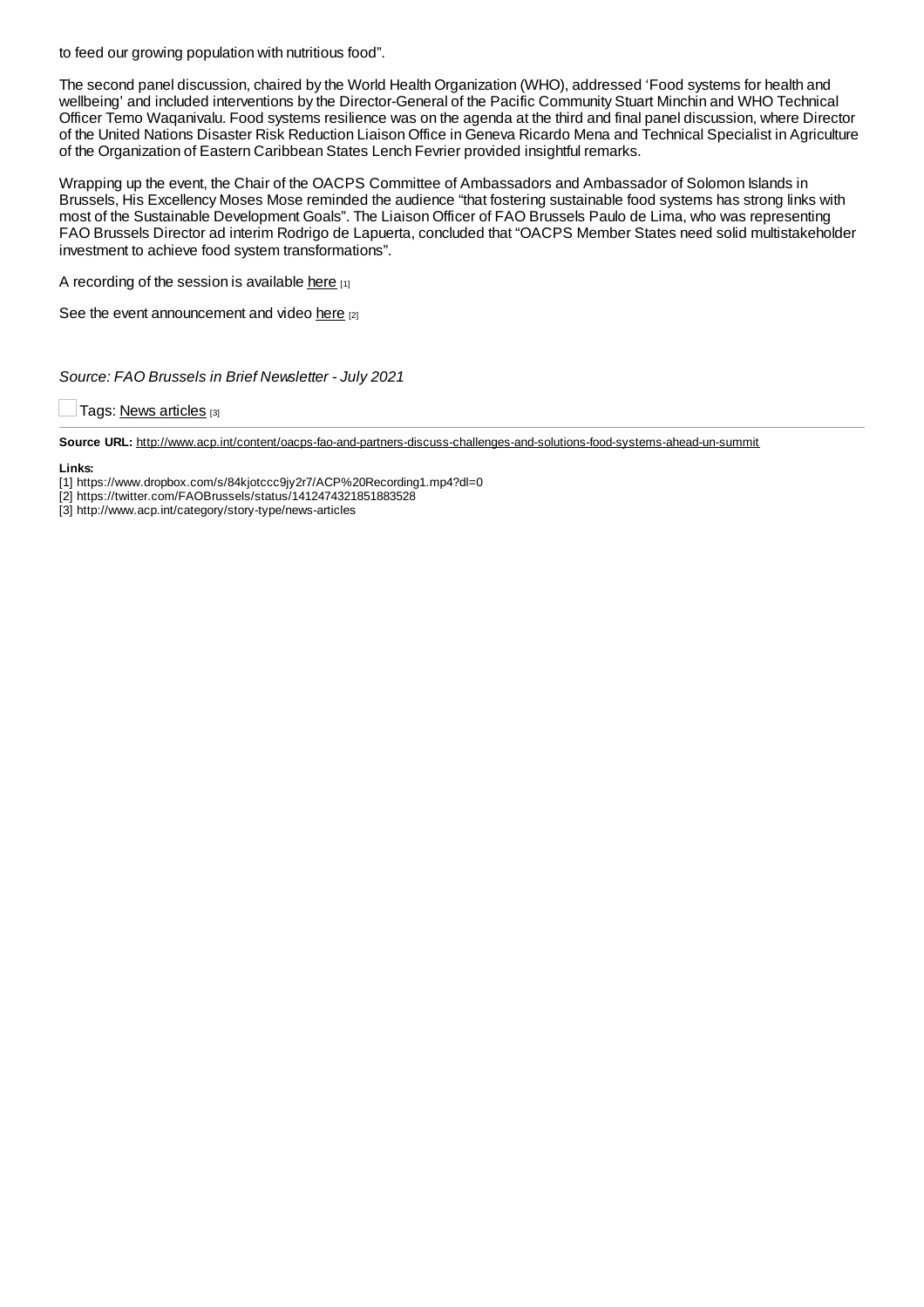to feed our growing population with nutritious food".

The second panel discussion, chaired by the World Health Organization (WHO), addressed 'Food systems for health and wellbeing' and included interventions by the Director-General of the Pacific Community Stuart Minchin and WHO Technical Officer Temo Waqanivalu. Food systems resilience was on the agenda at the third and final panel discussion, where Director of the United Nations Disaster Risk Reduction Liaison Office in Geneva Ricardo Mena and Technical Specialist in Agriculture of the Organization of Eastern Caribbean States Lench Fevrier provided insightful remarks.

Wrapping up the event, the Chair of the OACPS Committee of Ambassadors and Ambassador of Solomon Islands in Brussels, His Excellency Moses Mose reminded the audience "that fostering sustainable food systems has strong links with most of the Sustainable Development Goals". The Liaison Officer of FAO Brussels Paulo de Lima, who was representing FAO Brussels Director ad interim Rodrigo de Lapuerta, concluded that "OACPS Member States need solid multistakeholder investment to achieve food system transformations".

A recording of the session is available here [1]

See the event announcement and video here [2]

*Source: FAO Brussels in Brief Newsletter - July 2021*

Tags: News articles [3]

**Source URL:** http://www.acp.int/content/oacps-fao-and-partners-discuss-challenges-and-solutions-food-systems-ahead-un-summit

**Links:**
[1] https://www.dropbox.com/s/84kjotccc9jy2r7/ACP%20Recording1.mp4?dl=0
[2] https://twitter.com/FAOBrussels/status/1412474321851883528
[3] http://www.acp.int/category/story-type/news-articles